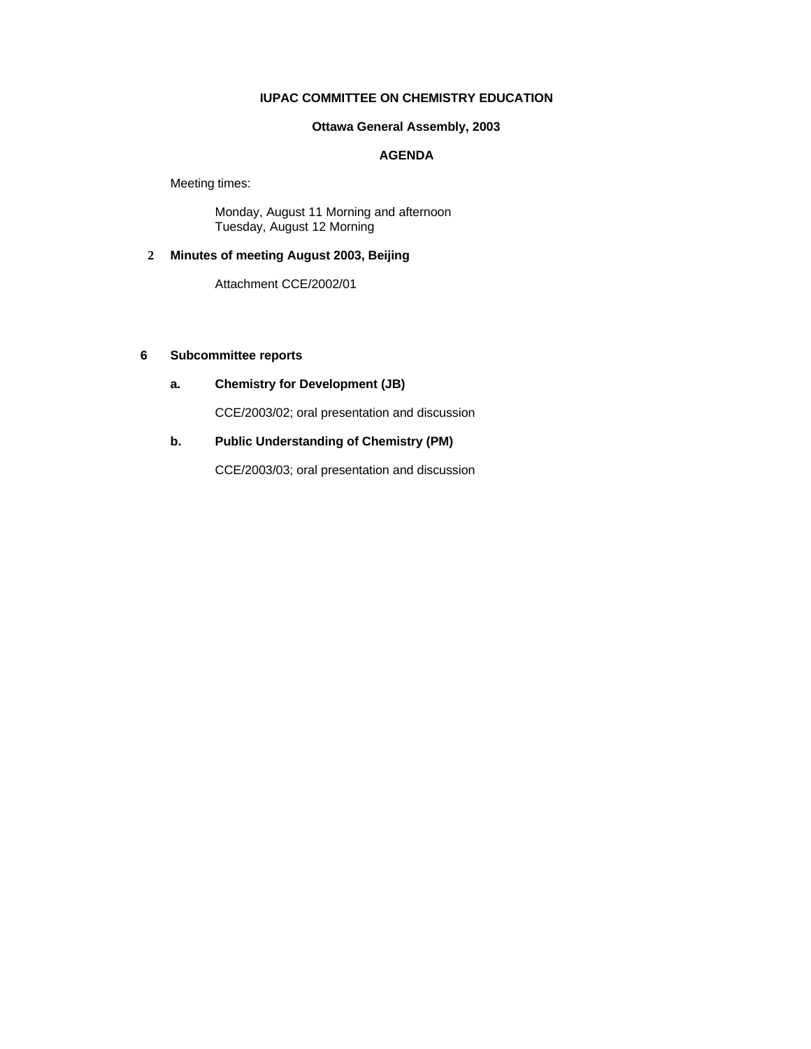**IUPAC COMMITTEE ON CHEMISTRY EDUCATION**

**Ottawa General Assembly, 2003**

**AGENDA**

Meeting times:

Monday, August 11 Morning and afternoon
Tuesday, August 12 Morning

**2 Minutes of meeting August 2003, Beijing**

Attachment CCE/2002/01

**6 Subcommittee reports**

**a. Chemistry for Development (JB)**

CCE/2003/02; oral presentation and discussion

**b. Public Understanding of Chemistry (PM)**

CCE/2003/03; oral presentation and discussion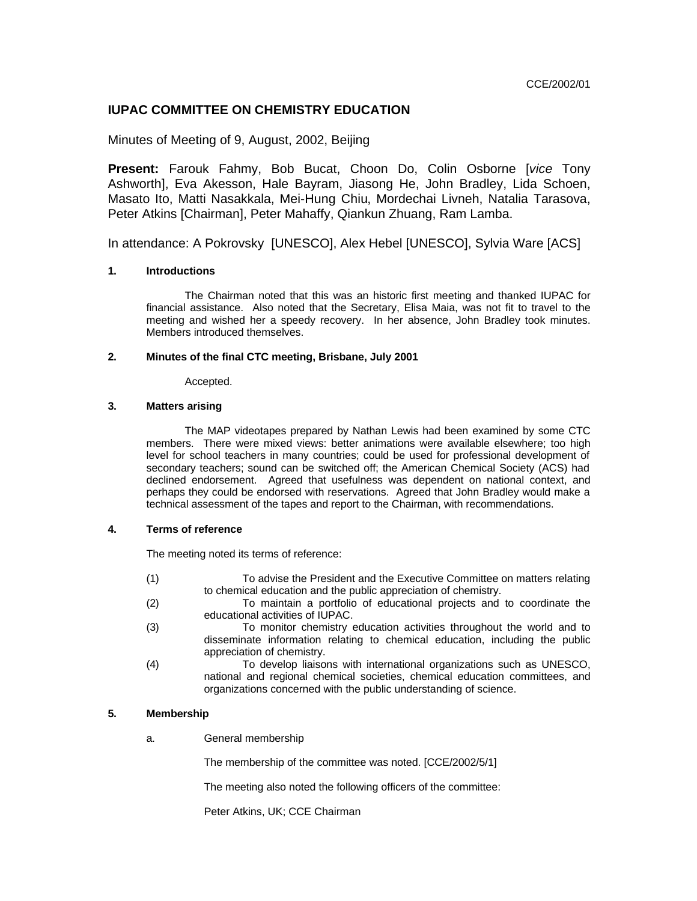CCE/2002/01

## IUPAC COMMITTEE ON CHEMISTRY EDUCATION

Minutes of Meeting of 9, August, 2002, Beijing

**Present:** Farouk Fahmy, Bob Bucat, Choon Do, Colin Osborne [*vice* Tony Ashworth], Eva Akesson, Hale Bayram, Jiasong He, John Bradley, Lida Schoen, Masato Ito, Matti Nasakkala, Mei-Hung Chiu, Mordechai Livneh, Natalia Tarasova, Peter Atkins [Chairman], Peter Mahaffy, Qiankun Zhuang, Ram Lamba.

In attendance: A Pokrovsky [UNESCO], Alex Hebel [UNESCO], Sylvia Ware [ACS]

### 1. Introductions

The Chairman noted that this was an historic first meeting and thanked IUPAC for financial assistance. Also noted that the Secretary, Elisa Maia, was not fit to travel to the meeting and wished her a speedy recovery. In her absence, John Bradley took minutes. Members introduced themselves.

### 2. Minutes of the final CTC meeting, Brisbane, July 2001

Accepted.

### 3. Matters arising

The MAP videotapes prepared by Nathan Lewis had been examined by some CTC members. There were mixed views: better animations were available elsewhere; too high level for school teachers in many countries; could be used for professional development of secondary teachers; sound can be switched off; the American Chemical Society (ACS) had declined endorsement. Agreed that usefulness was dependent on national context, and perhaps they could be endorsed with reservations. Agreed that John Bradley would make a technical assessment of the tapes and report to the Chairman, with recommendations.

### 4. Terms of reference

The meeting noted its terms of reference:

(1) To advise the President and the Executive Committee on matters relating to chemical education and the public appreciation of chemistry.

(2) To maintain a portfolio of educational projects and to coordinate the educational activities of IUPAC.

(3) To monitor chemistry education activities throughout the world and to disseminate information relating to chemical education, including the public appreciation of chemistry.

(4) To develop liaisons with international organizations such as UNESCO, national and regional chemical societies, chemical education committees, and organizations concerned with the public understanding of science.

### 5. Membership

a. General membership

The membership of the committee was noted. [CCE/2002/5/1]

The meeting also noted the following officers of the committee:

Peter Atkins, UK; CCE Chairman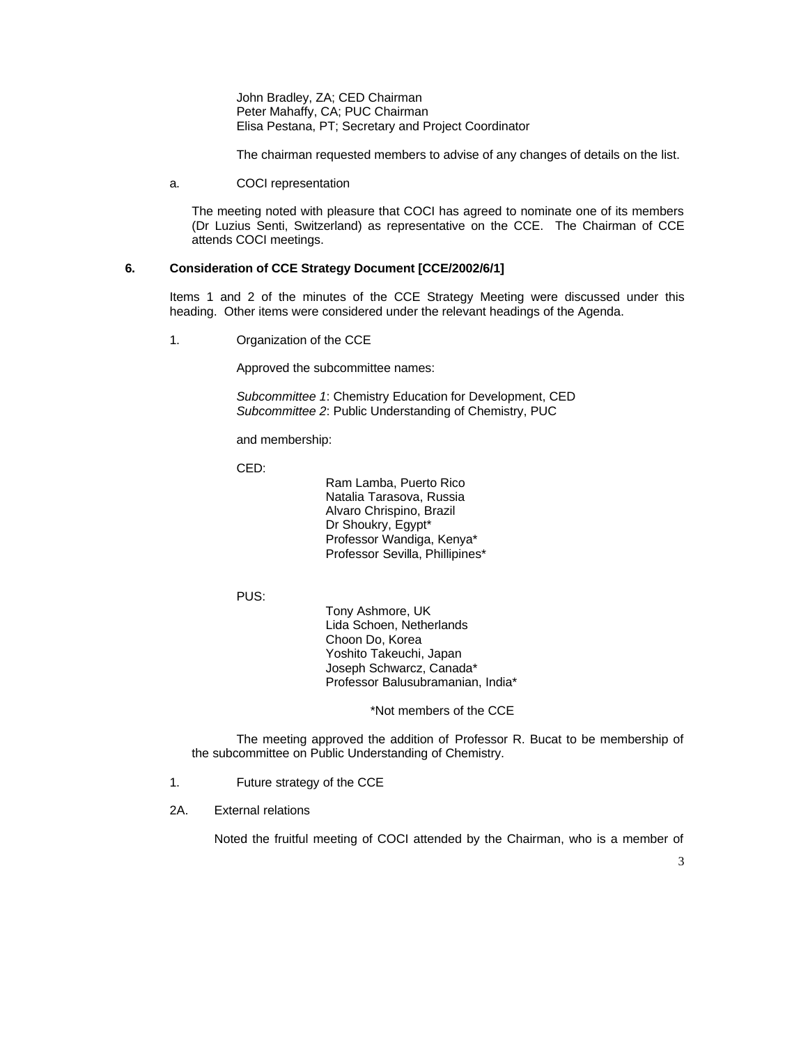John Bradley, ZA; CED Chairman
Peter Mahaffy, CA; PUC Chairman
Elisa Pestana, PT; Secretary and Project Coordinator

The chairman requested members to advise of any changes of details on the list.

a. COCI representation

The meeting noted with pleasure that COCI has agreed to nominate one of its members (Dr Luzius Senti, Switzerland) as representative on the CCE. The Chairman of CCE attends COCI meetings.

### 6. Consideration of CCE Strategy Document [CCE/2002/6/1]

Items 1 and 2 of the minutes of the CCE Strategy Meeting were discussed under this heading. Other items were considered under the relevant headings of the Agenda.

1. Organization of the CCE

Approved the subcommittee names:

*Subcommittee 1*: Chemistry Education for Development, CED
*Subcommittee 2*: Public Understanding of Chemistry, PUC

and membership:

CED:

Ram Lamba, Puerto Rico
Natalia Tarasova, Russia
Alvaro Chrispino, Brazil
Dr Shoukry, Egypt*
Professor Wandiga, Kenya*
Professor Sevilla, Phillipines*

PUS:

Tony Ashmore, UK
Lida Schoen, Netherlands
Choon Do, Korea
Yoshito Takeuchi, Japan
Joseph Schwarcz, Canada*
Professor Balusubramanian, India*

*Not members of the CCE

The meeting approved the addition of Professor R. Bucat to be membership of the subcommittee on Public Understanding of Chemistry.

1. Future strategy of the CCE

2A. External relations

Noted the fruitful meeting of COCI attended by the Chairman, who is a member of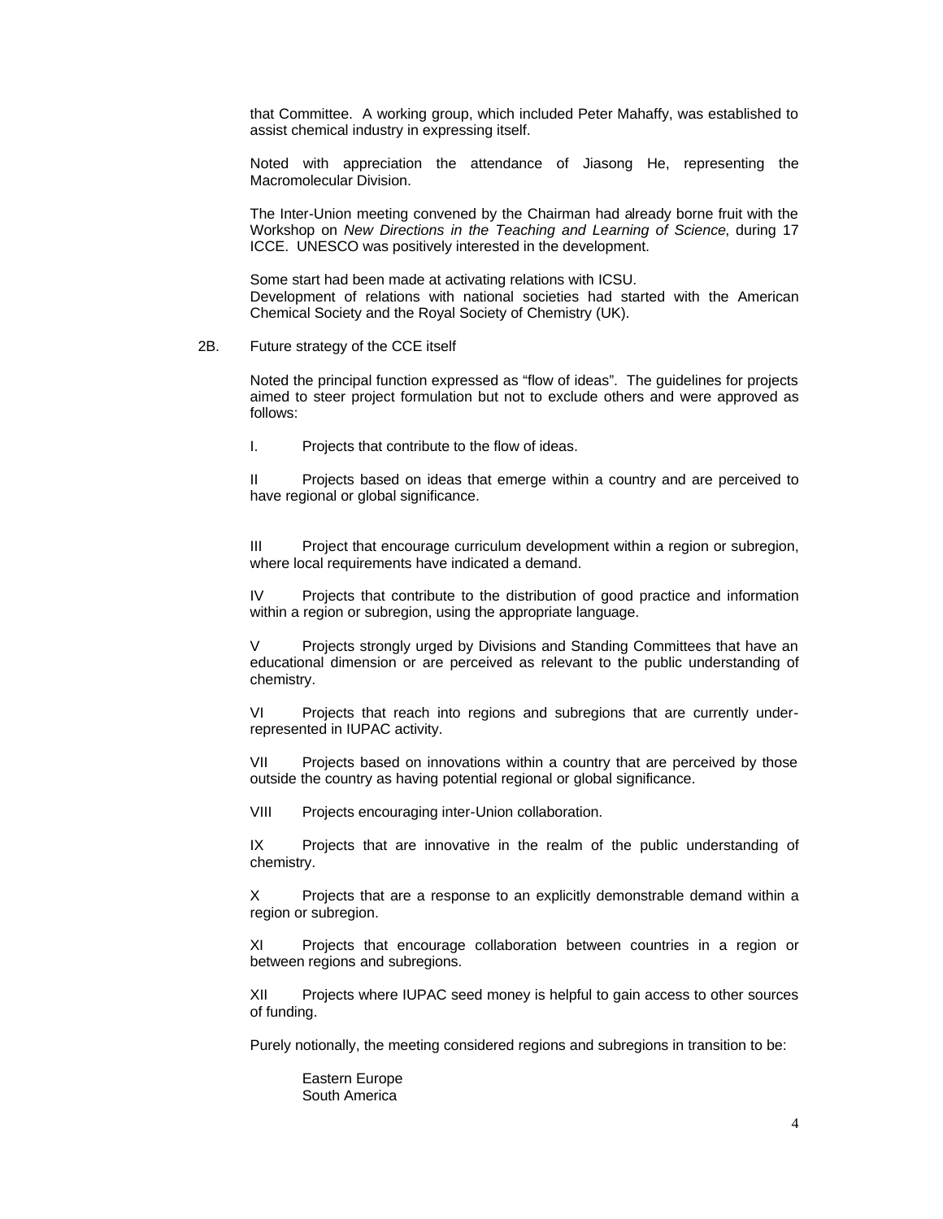that Committee. A working group, which included Peter Mahaffy, was established to assist chemical industry in expressing itself.

Noted with appreciation the attendance of Jiasong He, representing the Macromolecular Division.

The Inter-Union meeting convened by the Chairman had already borne fruit with the Workshop on *New Directions in the Teaching and Learning of Science*, during 17 ICCE. UNESCO was positively interested in the development.

Some start had been made at activating relations with ICSU.
Development of relations with national societies had started with the American Chemical Society and the Royal Society of Chemistry (UK).

2B. Future strategy of the CCE itself

Noted the principal function expressed as “flow of ideas”. The guidelines for projects aimed to steer project formulation but not to exclude others and were approved as follows:

I. Projects that contribute to the flow of ideas.

II Projects based on ideas that emerge within a country and are perceived to have regional or global significance.

III Project that encourage curriculum development within a region or subregion, where local requirements have indicated a demand.

IV Projects that contribute to the distribution of good practice and information within a region or subregion, using the appropriate language.

V Projects strongly urged by Divisions and Standing Committees that have an educational dimension or are perceived as relevant to the public understanding of chemistry.

VI Projects that reach into regions and subregions that are currently under-represented in IUPAC activity.

VII Projects based on innovations within a country that are perceived by those outside the country as having potential regional or global significance.

VIII Projects encouraging inter-Union collaboration.

IX Projects that are innovative in the realm of the public understanding of chemistry.

X Projects that are a response to an explicitly demonstrable demand within a region or subregion.

XI Projects that encourage collaboration between countries in a region or between regions and subregions.

XII Projects where IUPAC seed money is helpful to gain access to other sources of funding.

Purely notionally, the meeting considered regions and subregions in transition to be:

Eastern Europe
South America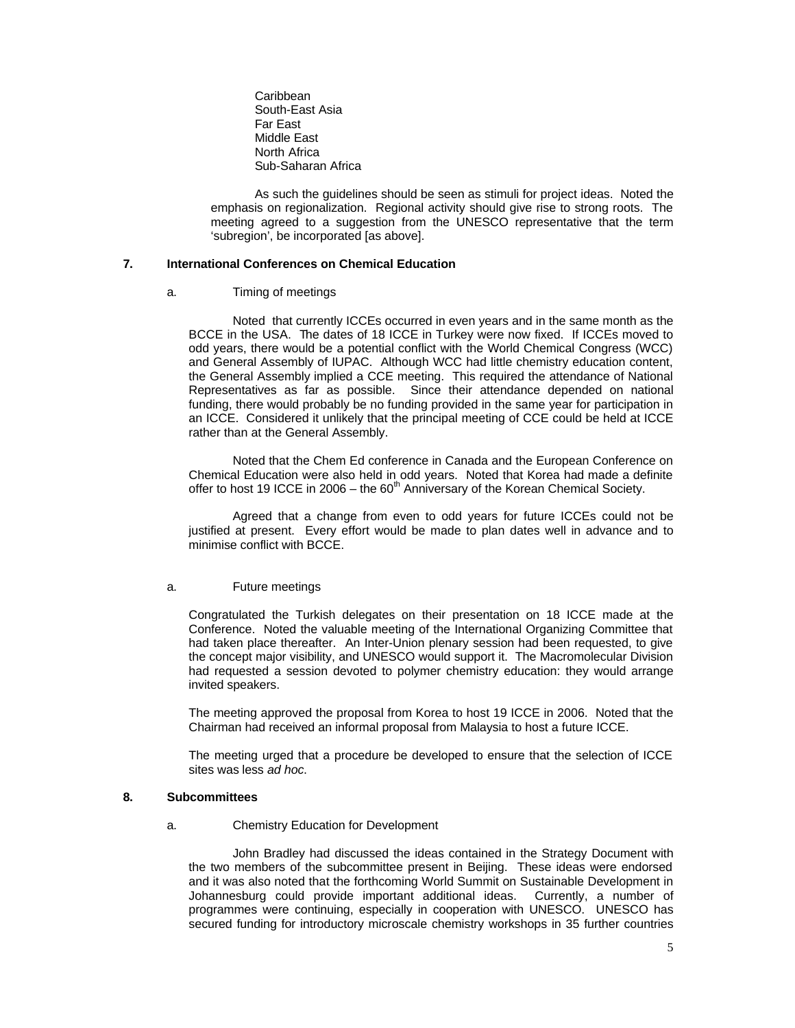Caribbean
South-East Asia
Far East
Middle East
North Africa
Sub-Saharan Africa

As such the guidelines should be seen as stimuli for project ideas. Noted the emphasis on regionalization. Regional activity should give rise to strong roots. The meeting agreed to a suggestion from the UNESCO representative that the term 'subregion', be incorporated [as above].

## 7. International Conferences on Chemical Education

a. Timing of meetings

Noted that currently ICCEs occurred in even years and in the same month as the BCCE in the USA. The dates of 18 ICCE in Turkey were now fixed. If ICCEs moved to odd years, there would be a potential conflict with the World Chemical Congress (WCC) and General Assembly of IUPAC. Although WCC had little chemistry education content, the General Assembly implied a CCE meeting. This required the attendance of National Representatives as far as possible. Since their attendance depended on national funding, there would probably be no funding provided in the same year for participation in an ICCE. Considered it unlikely that the principal meeting of CCE could be held at ICCE rather than at the General Assembly.

Noted that the Chem Ed conference in Canada and the European Conference on Chemical Education were also held in odd years. Noted that Korea had made a definite offer to host 19 ICCE in 2006 – the 60th Anniversary of the Korean Chemical Society.

Agreed that a change from even to odd years for future ICCEs could not be justified at present. Every effort would be made to plan dates well in advance and to minimise conflict with BCCE.

a. Future meetings

Congratulated the Turkish delegates on their presentation on 18 ICCE made at the Conference. Noted the valuable meeting of the International Organizing Committee that had taken place thereafter. An Inter-Union plenary session had been requested, to give the concept major visibility, and UNESCO would support it. The Macromolecular Division had requested a session devoted to polymer chemistry education: they would arrange invited speakers.

The meeting approved the proposal from Korea to host 19 ICCE in 2006. Noted that the Chairman had received an informal proposal from Malaysia to host a future ICCE.

The meeting urged that a procedure be developed to ensure that the selection of ICCE sites was less *ad hoc*.

## 8. Subcommittees

a. Chemistry Education for Development

John Bradley had discussed the ideas contained in the Strategy Document with the two members of the subcommittee present in Beijing. These ideas were endorsed and it was also noted that the forthcoming World Summit on Sustainable Development in Johannesburg could provide important additional ideas. Currently, a number of programmes were continuing, especially in cooperation with UNESCO. UNESCO has secured funding for introductory microscale chemistry workshops in 35 further countries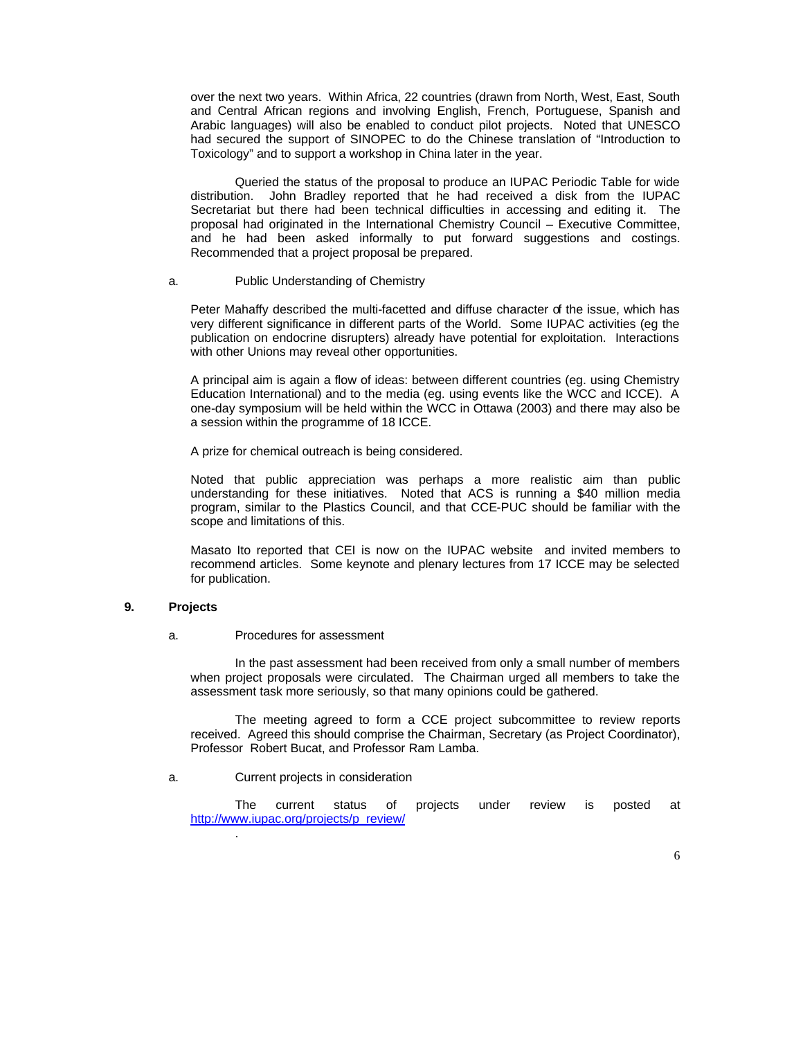over the next two years. Within Africa, 22 countries (drawn from North, West, East, South and Central African regions and involving English, French, Portuguese, Spanish and Arabic languages) will also be enabled to conduct pilot projects. Noted that UNESCO had secured the support of SINOPEC to do the Chinese translation of "Introduction to Toxicology" and to support a workshop in China later in the year.

Queried the status of the proposal to produce an IUPAC Periodic Table for wide distribution. John Bradley reported that he had received a disk from the IUPAC Secretariat but there had been technical difficulties in accessing and editing it. The proposal had originated in the International Chemistry Council – Executive Committee, and he had been asked informally to put forward suggestions and costings. Recommended that a project proposal be prepared.

a. Public Understanding of Chemistry

Peter Mahaffy described the multi-facetted and diffuse character of the issue, which has very different significance in different parts of the World. Some IUPAC activities (eg the publication on endocrine disrupters) already have potential for exploitation. Interactions with other Unions may reveal other opportunities.

A principal aim is again a flow of ideas: between different countries (eg. using Chemistry Education International) and to the media (eg. using events like the WCC and ICCE). A one-day symposium will be held within the WCC in Ottawa (2003) and there may also be a session within the programme of 18 ICCE.

A prize for chemical outreach is being considered.

Noted that public appreciation was perhaps a more realistic aim than public understanding for these initiatives. Noted that ACS is running a $40 million media program, similar to the Plastics Council, and that CCE-PUC should be familiar with the scope and limitations of this.

Masato Ito reported that CEI is now on the IUPAC website and invited members to recommend articles. Some keynote and plenary lectures from 17 ICCE may be selected for publication.

## 9. Projects

a. Procedures for assessment

In the past assessment had been received from only a small number of members when project proposals were circulated. The Chairman urged all members to take the assessment task more seriously, so that many opinions could be gathered.

The meeting agreed to form a CCE project subcommittee to review reports received. Agreed this should comprise the Chairman, Secretary (as Project Coordinator), Professor Robert Bucat, and Professor Ram Lamba.

a. Current projects in consideration

The current status of projects under review is posted at http://www.iupac.org/projects/p_review/

.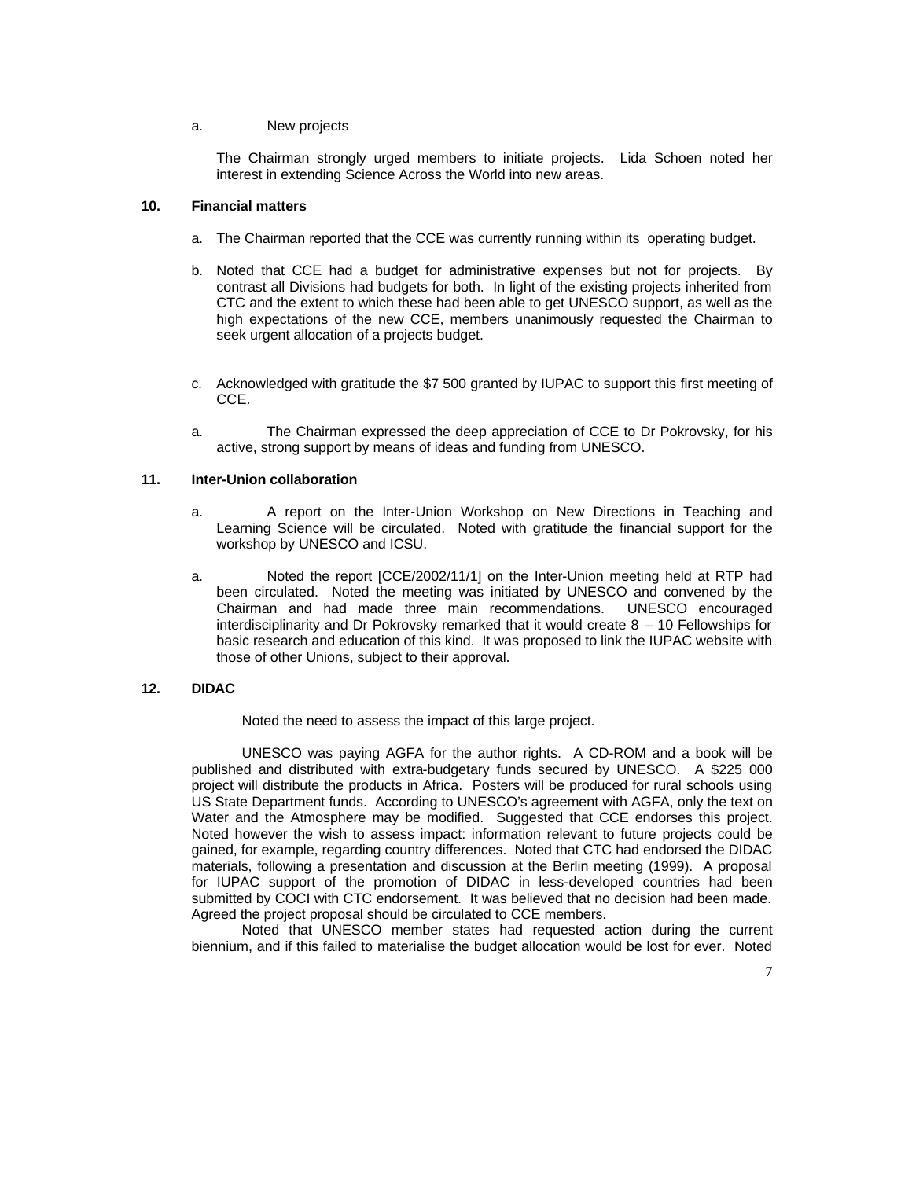a. New projects

The Chairman strongly urged members to initiate projects. Lida Schoen noted her interest in extending Science Across the World into new areas.

**10. Financial matters**

a. The Chairman reported that the CCE was currently running within its operating budget.

b. Noted that CCE had a budget for administrative expenses but not for projects. By contrast all Divisions had budgets for both. In light of the existing projects inherited from CTC and the extent to which these had been able to get UNESCO support, as well as the high expectations of the new CCE, members unanimously requested the Chairman to seek urgent allocation of a projects budget.

c. Acknowledged with gratitude the $7 500 granted by IUPAC to support this first meeting of CCE.

a. The Chairman expressed the deep appreciation of CCE to Dr Pokrovsky, for his active, strong support by means of ideas and funding from UNESCO.

**11. Inter-Union collaboration**

a. A report on the Inter-Union Workshop on New Directions in Teaching and Learning Science will be circulated. Noted with gratitude the financial support for the workshop by UNESCO and ICSU.

a. Noted the report [CCE/2002/11/1] on the Inter-Union meeting held at RTP had been circulated. Noted the meeting was initiated by UNESCO and convened by the Chairman and had made three main recommendations. UNESCO encouraged interdisciplinarity and Dr Pokrovsky remarked that it would create 8 – 10 Fellowships for basic research and education of this kind. It was proposed to link the IUPAC website with those of other Unions, subject to their approval.

**12. DIDAC**

Noted the need to assess the impact of this large project.

UNESCO was paying AGFA for the author rights. A CD-ROM and a book will be published and distributed with extra-budgetary funds secured by UNESCO. A $225 000 project will distribute the products in Africa. Posters will be produced for rural schools using US State Department funds. According to UNESCO's agreement with AGFA, only the text on Water and the Atmosphere may be modified. Suggested that CCE endorses this project. Noted however the wish to assess impact: information relevant to future projects could be gained, for example, regarding country differences. Noted that CTC had endorsed the DIDAC materials, following a presentation and discussion at the Berlin meeting (1999). A proposal for IUPAC support of the promotion of DIDAC in less-developed countries had been submitted by COCI with CTC endorsement. It was believed that no decision had been made. Agreed the project proposal should be circulated to CCE members.

Noted that UNESCO member states had requested action during the current biennium, and if this failed to materialise the budget allocation would be lost for ever. Noted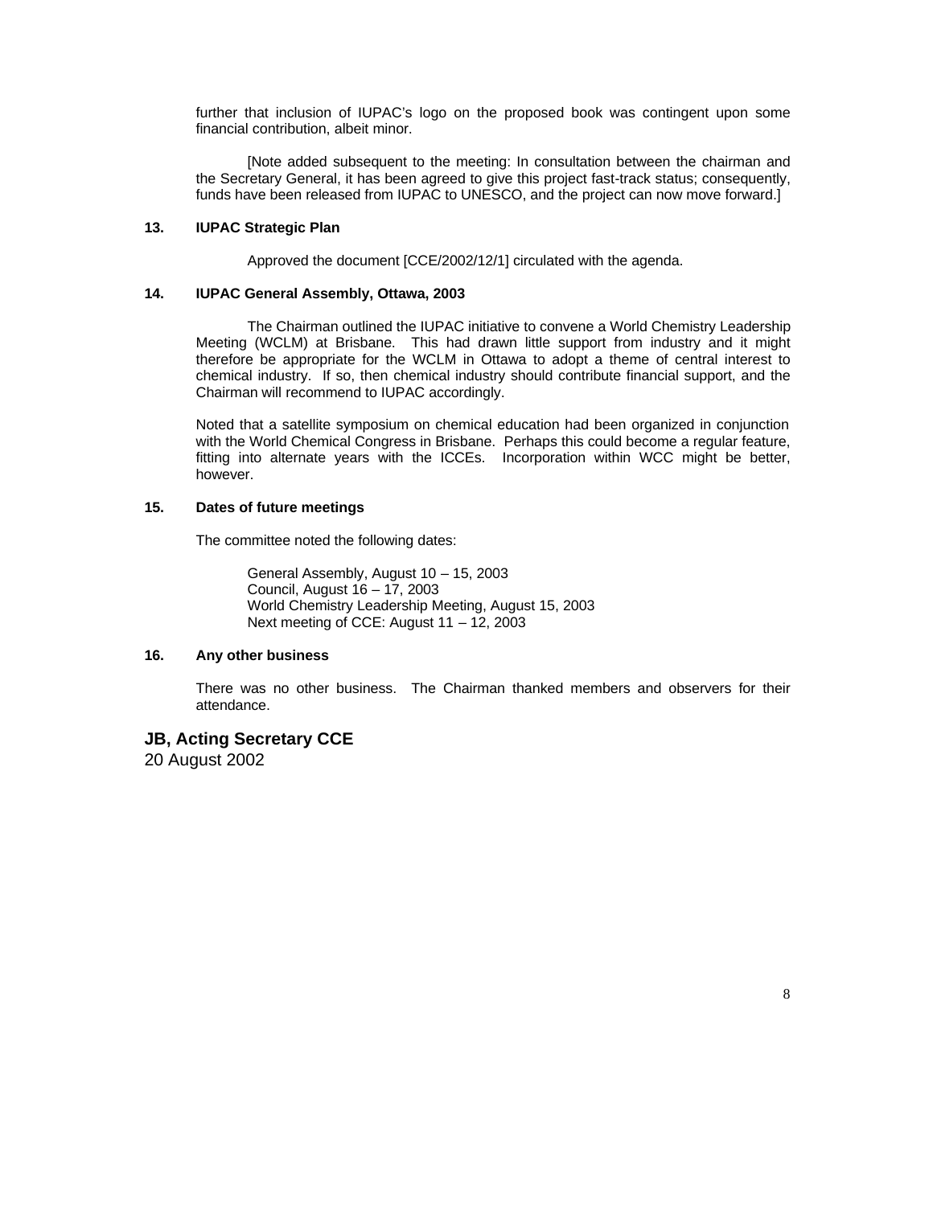further that inclusion of IUPAC's logo on the proposed book was contingent upon some financial contribution, albeit minor.

[Note added subsequent to the meeting: In consultation between the chairman and the Secretary General, it has been agreed to give this project fast-track status; consequently, funds have been released from IUPAC to UNESCO, and the project can now move forward.]

**13. IUPAC Strategic Plan**

Approved the document [CCE/2002/12/1] circulated with the agenda.

**14. IUPAC General Assembly, Ottawa, 2003**

The Chairman outlined the IUPAC initiative to convene a World Chemistry Leadership Meeting (WCLM) at Brisbane. This had drawn little support from industry and it might therefore be appropriate for the WCLM in Ottawa to adopt a theme of central interest to chemical industry. If so, then chemical industry should contribute financial support, and the Chairman will recommend to IUPAC accordingly.

Noted that a satellite symposium on chemical education had been organized in conjunction with the World Chemical Congress in Brisbane. Perhaps this could become a regular feature, fitting into alternate years with the ICCEs. Incorporation within WCC might be better, however.

**15. Dates of future meetings**

The committee noted the following dates:

General Assembly, August 10 – 15, 2003
Council, August 16 – 17, 2003
World Chemistry Leadership Meeting, August 15, 2003
Next meeting of CCE: August 11 – 12, 2003

**16. Any other business**

There was no other business. The Chairman thanked members and observers for their attendance.

**JB, Acting Secretary CCE**
20 August 2002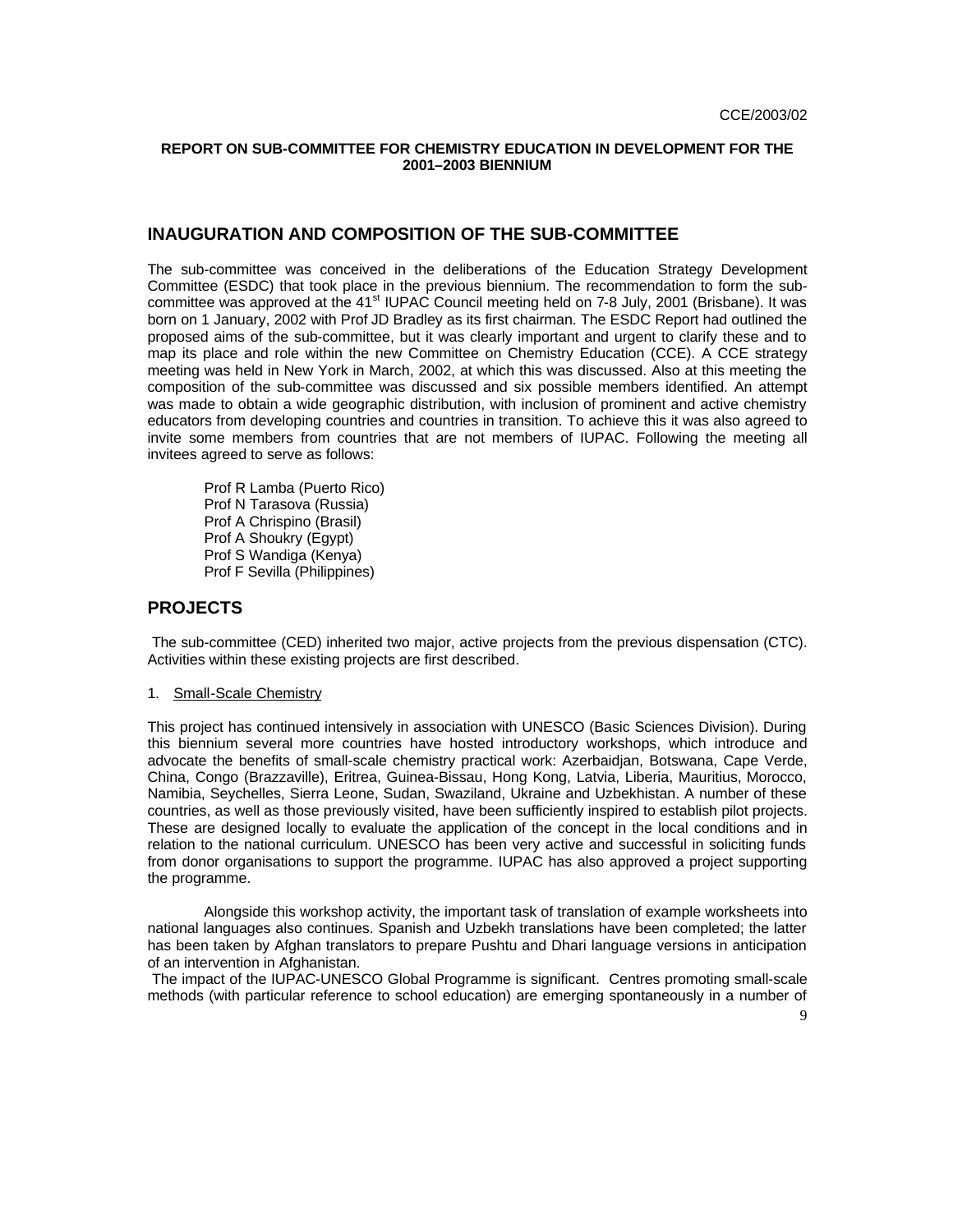**REPORT ON SUB-COMMITTEE FOR CHEMISTRY EDUCATION IN DEVELOPMENT FOR THE 2001–2003 BIENNIUM**

## INAUGURATION AND COMPOSITION OF THE SUB-COMMITTEE

The sub-committee was conceived in the deliberations of the Education Strategy Development Committee (ESDC) that took place in the previous biennium. The recommendation to form the sub-committee was approved at the 41st IUPAC Council meeting held on 7-8 July, 2001 (Brisbane). It was born on 1 January, 2002 with Prof JD Bradley as its first chairman. The ESDC Report had outlined the proposed aims of the sub-committee, but it was clearly important and urgent to clarify these and to map its place and role within the new Committee on Chemistry Education (CCE). A CCE strategy meeting was held in New York in March, 2002, at which this was discussed. Also at this meeting the composition of the sub-committee was discussed and six possible members identified. An attempt was made to obtain a wide geographic distribution, with inclusion of prominent and active chemistry educators from developing countries and countries in transition. To achieve this it was also agreed to invite some members from countries that are not members of IUPAC. Following the meeting all invitees agreed to serve as follows:

Prof R Lamba (Puerto Rico)
Prof N Tarasova (Russia)
Prof A Chrispino (Brasil)
Prof A Shoukry (Egypt)
Prof S Wandiga (Kenya)
Prof F Sevilla (Philippines)

## PROJECTS

The sub-committee (CED) inherited two major, active projects from the previous dispensation (CTC). Activities within these existing projects are first described.

1. Small-Scale Chemistry

This project has continued intensively in association with UNESCO (Basic Sciences Division). During this biennium several more countries have hosted introductory workshops, which introduce and advocate the benefits of small-scale chemistry practical work: Azerbaidjan, Botswana, Cape Verde, China, Congo (Brazzaville), Eritrea, Guinea-Bissau, Hong Kong, Latvia, Liberia, Mauritius, Morocco, Namibia, Seychelles, Sierra Leone, Sudan, Swaziland, Ukraine and Uzbekhistan. A number of these countries, as well as those previously visited, have been sufficiently inspired to establish pilot projects. These are designed locally to evaluate the application of the concept in the local conditions and in relation to the national curriculum. UNESCO has been very active and successful in soliciting funds from donor organisations to support the programme. IUPAC has also approved a project supporting the programme.

Alongside this workshop activity, the important task of translation of example worksheets into national languages also continues. Spanish and Uzbekh translations have been completed; the latter has been taken by Afghan translators to prepare Pushtu and Dhari language versions in anticipation of an intervention in Afghanistan.

The impact of the IUPAC-UNESCO Global Programme is significant. Centres promoting small-scale methods (with particular reference to school education) are emerging spontaneously in a number of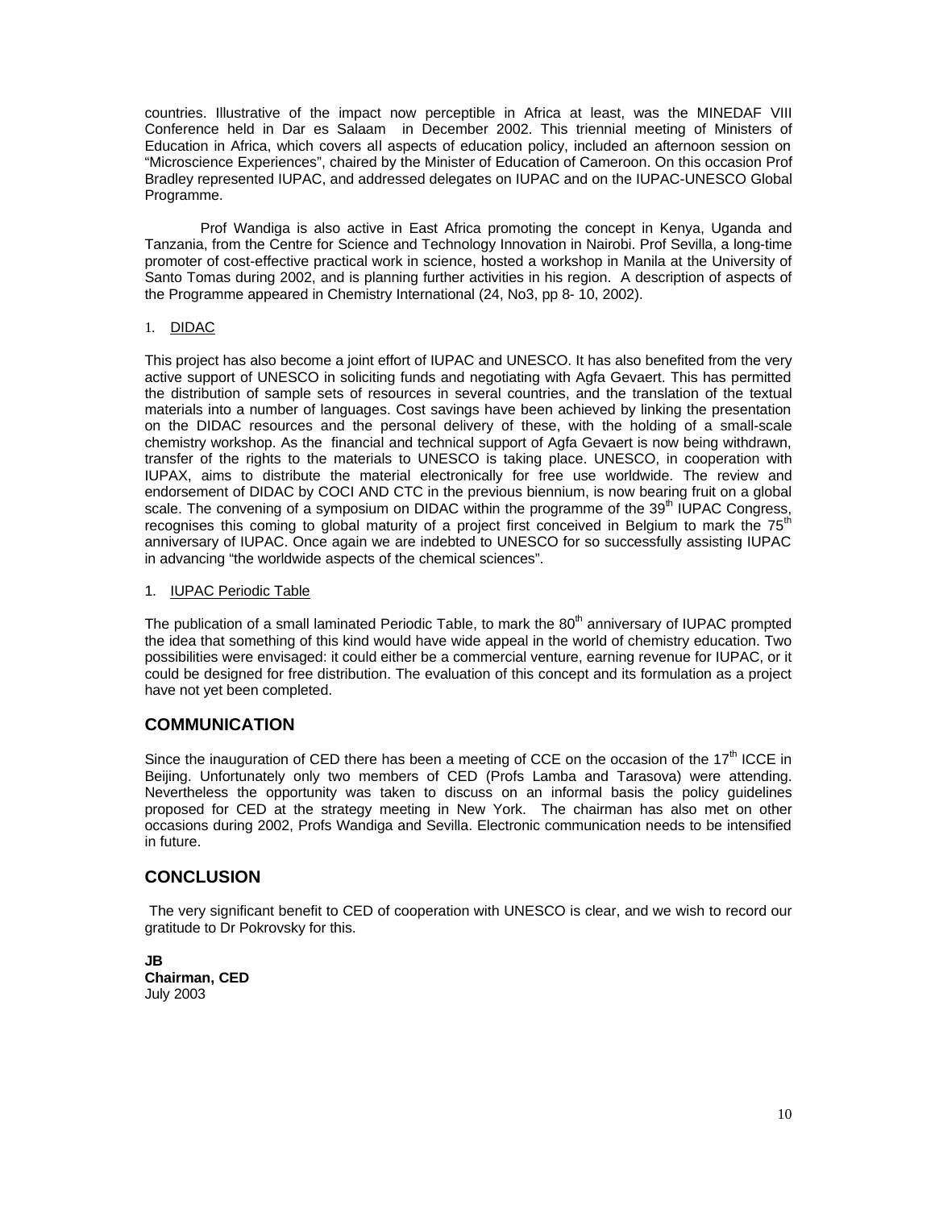countries. Illustrative of the impact now perceptible in Africa at least, was the MINEDAF VIII Conference held in Dar es Salaam in December 2002. This triennial meeting of Ministers of Education in Africa, which covers all aspects of education policy, included an afternoon session on "Microscience Experiences", chaired by the Minister of Education of Cameroon. On this occasion Prof Bradley represented IUPAC, and addressed delegates on IUPAC and on the IUPAC-UNESCO Global Programme.

Prof Wandiga is also active in East Africa promoting the concept in Kenya, Uganda and Tanzania, from the Centre for Science and Technology Innovation in Nairobi. Prof Sevilla, a long-time promoter of cost-effective practical work in science, hosted a workshop in Manila at the University of Santo Tomas during 2002, and is planning further activities in his region. A description of aspects of the Programme appeared in Chemistry International (24, No3, pp 8- 10, 2002).

1. DIDAC

This project has also become a joint effort of IUPAC and UNESCO. It has also benefited from the very active support of UNESCO in soliciting funds and negotiating with Agfa Gevaert. This has permitted the distribution of sample sets of resources in several countries, and the translation of the textual materials into a number of languages. Cost savings have been achieved by linking the presentation on the DIDAC resources and the personal delivery of these, with the holding of a small-scale chemistry workshop. As the financial and technical support of Agfa Gevaert is now being withdrawn, transfer of the rights to the materials to UNESCO is taking place. UNESCO, in cooperation with IUPAX, aims to distribute the material electronically for free use worldwide. The review and endorsement of DIDAC by COCI AND CTC in the previous biennium, is now bearing fruit on a global scale. The convening of a symposium on DIDAC within the programme of the 39th IUPAC Congress, recognises this coming to global maturity of a project first conceived in Belgium to mark the 75th anniversary of IUPAC. Once again we are indebted to UNESCO for so successfully assisting IUPAC in advancing "the worldwide aspects of the chemical sciences".

1. IUPAC Periodic Table

The publication of a small laminated Periodic Table, to mark the 80th anniversary of IUPAC prompted the idea that something of this kind would have wide appeal in the world of chemistry education. Two possibilities were envisaged: it could either be a commercial venture, earning revenue for IUPAC, or it could be designed for free distribution. The evaluation of this concept and its formulation as a project have not yet been completed.

## COMMUNICATION

Since the inauguration of CED there has been a meeting of CCE on the occasion of the 17th ICCE in Beijing. Unfortunately only two members of CED (Profs Lamba and Tarasova) were attending. Nevertheless the opportunity was taken to discuss on an informal basis the policy guidelines proposed for CED at the strategy meeting in New York. The chairman has also met on other occasions during 2002, Profs Wandiga and Sevilla. Electronic communication needs to be intensified in future.

## CONCLUSION

The very significant benefit to CED of cooperation with UNESCO is clear, and we wish to record our gratitude to Dr Pokrovsky for this.

**JB**
**Chairman, CED**
July 2003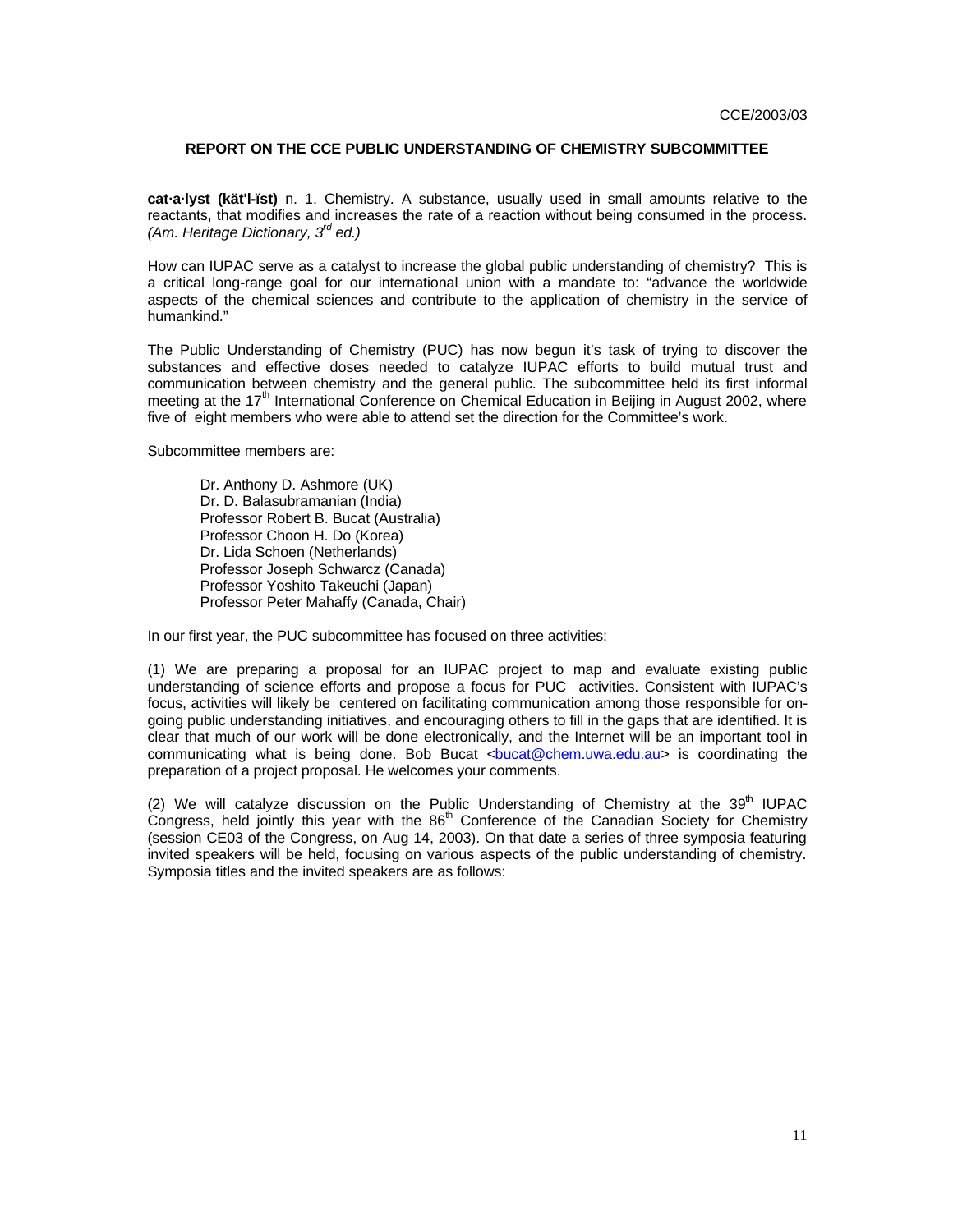CCE/2003/03

## REPORT ON THE CCE PUBLIC UNDERSTANDING OF CHEMISTRY SUBCOMMITTEE

**cat·a·lyst (kăt'l-ĭst)** n. 1. Chemistry. A substance, usually used in small amounts relative to the reactants, that modifies and increases the rate of a reaction without being consumed in the process. *(Am. Heritage Dictionary, 3rd ed.)*

How can IUPAC serve as a catalyst to increase the global public understanding of chemistry? This is a critical long-range goal for our international union with a mandate to: "advance the worldwide aspects of the chemical sciences and contribute to the application of chemistry in the service of humankind."

The Public Understanding of Chemistry (PUC) has now begun it's task of trying to discover the substances and effective doses needed to catalyze IUPAC efforts to build mutual trust and communication between chemistry and the general public. The subcommittee held its first informal meeting at the 17th International Conference on Chemical Education in Beijing in August 2002, where five of eight members who were able to attend set the direction for the Committee's work.

Subcommittee members are:

Dr. Anthony D. Ashmore (UK)
Dr. D. Balasubramanian (India)
Professor Robert B. Bucat (Australia)
Professor Choon H. Do (Korea)
Dr. Lida Schoen (Netherlands)
Professor Joseph Schwarcz (Canada)
Professor Yoshito Takeuchi (Japan)
Professor Peter Mahaffy (Canada, Chair)

In our first year, the PUC subcommittee has focused on three activities:

(1) We are preparing a proposal for an IUPAC project to map and evaluate existing public understanding of science efforts and propose a focus for PUC activities. Consistent with IUPAC's focus, activities will likely be centered on facilitating communication among those responsible for ongoing public understanding initiatives, and encouraging others to fill in the gaps that are identified. It is clear that much of our work will be done electronically, and the Internet will be an important tool in communicating what is being done. Bob Bucat <bucat@chem.uwa.edu.au> is coordinating the preparation of a project proposal. He welcomes your comments.

(2) We will catalyze discussion on the Public Understanding of Chemistry at the 39th IUPAC Congress, held jointly this year with the 86th Conference of the Canadian Society for Chemistry (session CE03 of the Congress, on Aug 14, 2003). On that date a series of three symposia featuring invited speakers will be held, focusing on various aspects of the public understanding of chemistry. Symposia titles and the invited speakers are as follows: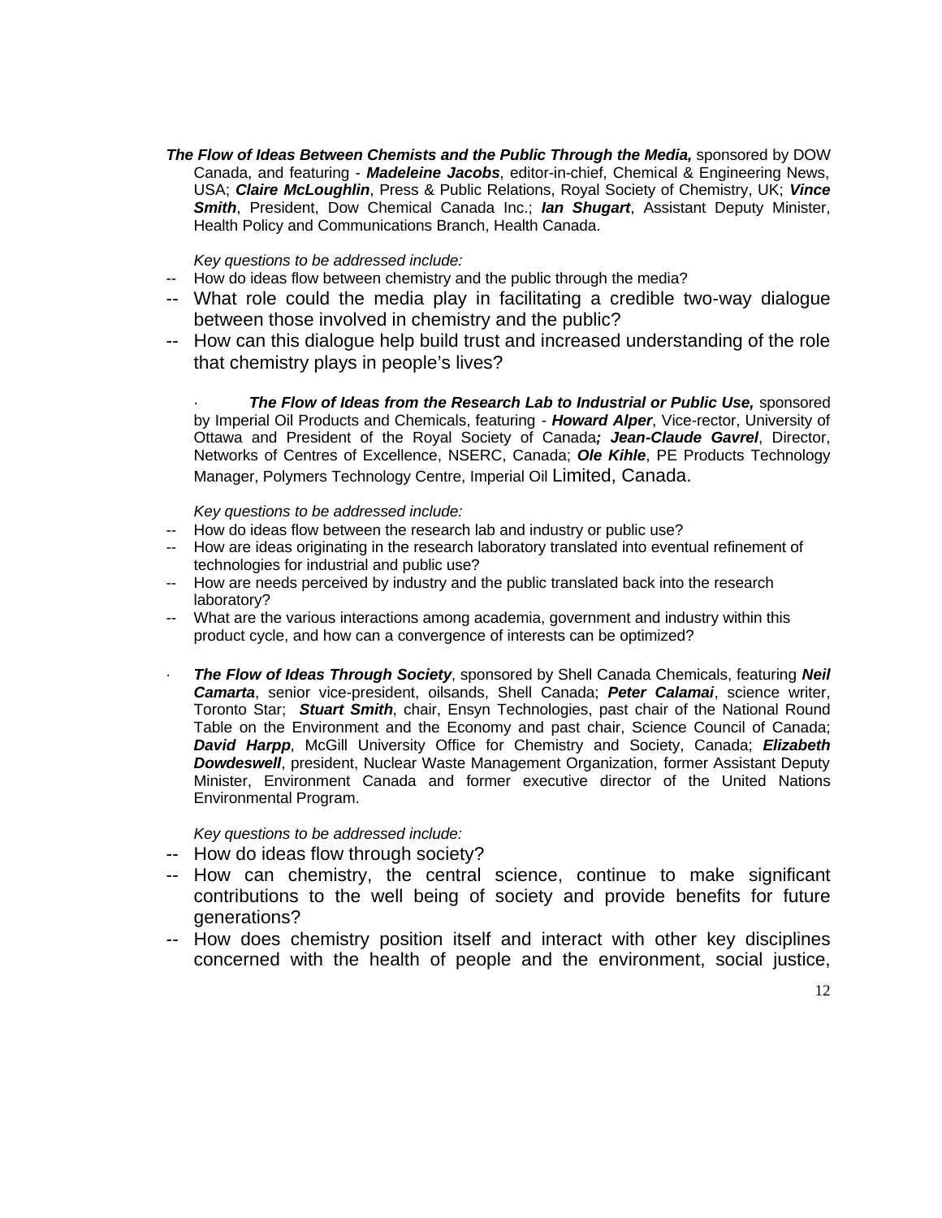***The Flow of Ideas Between Chemists and the Public Through the Media,*** sponsored by DOW Canada, and featuring - ***Madeleine Jacobs***, editor-in-chief, Chemical & Engineering News, USA; ***Claire McLoughlin***, Press & Public Relations, Royal Society of Chemistry, UK; ***Vince Smith***, President, Dow Chemical Canada Inc.; ***Ian Shugart***, Assistant Deputy Minister, Health Policy and Communications Branch, Health Canada.

*Key questions to be addressed include:*

-- How do ideas flow between chemistry and the public through the media?

-- What role could the media play in facilitating a credible two-way dialogue between those involved in chemistry and the public?

-- How can this dialogue help build trust and increased understanding of the role that chemistry plays in people's lives?

· ***The Flow of Ideas from the Research Lab to Industrial or Public Use,*** sponsored by Imperial Oil Products and Chemicals, featuring - ***Howard Alper***, Vice-rector, University of Ottawa and President of the Royal Society of Canada***; Jean-Claude Gavrel***, Director, Networks of Centres of Excellence, NSERC, Canada; ***Ole Kihle***, PE Products Technology Manager, Polymers Technology Centre, Imperial Oil Limited, Canada.

*Key questions to be addressed include:*

-- How do ideas flow between the research lab and industry or public use?

-- How are ideas originating in the research laboratory translated into eventual refinement of technologies for industrial and public use?

-- How are needs perceived by industry and the public translated back into the research laboratory?

-- What are the various interactions among academia, government and industry within this product cycle, and how can a convergence of interests can be optimized?

· ***The Flow of Ideas Through Society***, sponsored by Shell Canada Chemicals, featuring ***Neil Camarta***, senior vice-president, oilsands, Shell Canada; ***Peter Calamai***, science writer, Toronto Star; ***Stuart Smith***, chair, Ensyn Technologies, past chair of the National Round Table on the Environment and the Economy and past chair, Science Council of Canada; ***David Harpp***, McGill University Office for Chemistry and Society, Canada; ***Elizabeth Dowdeswell***, president, Nuclear Waste Management Organization, former Assistant Deputy Minister, Environment Canada and former executive director of the United Nations Environmental Program.

*Key questions to be addressed include:*

-- How do ideas flow through society?

-- How can chemistry, the central science, continue to make significant contributions to the well being of society and provide benefits for future generations?

-- How does chemistry position itself and interact with other key disciplines concerned with the health of people and the environment, social justice,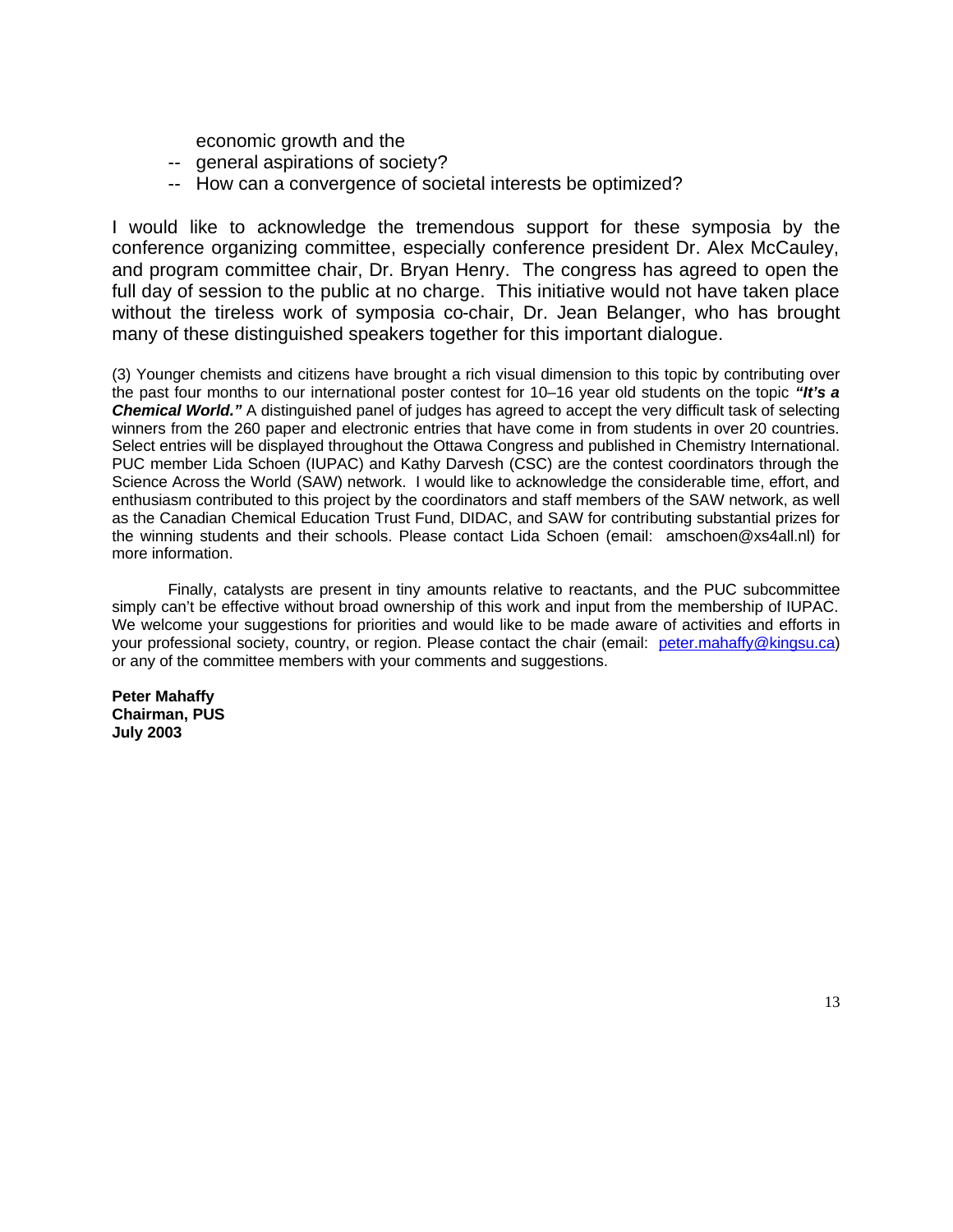economic growth and the

-- general aspirations of society?
-- How can a convergence of societal interests be optimized?

I would like to acknowledge the tremendous support for these symposia by the conference organizing committee, especially conference president Dr. Alex McCauley, and program committee chair, Dr. Bryan Henry. The congress has agreed to open the full day of session to the public at no charge. This initiative would not have taken place without the tireless work of symposia co-chair, Dr. Jean Belanger, who has brought many of these distinguished speakers together for this important dialogue.

(3) Younger chemists and citizens have brought a rich visual dimension to this topic by contributing over the past four months to our international poster contest for 10–16 year old students on the topic ***"It's a Chemical World."*** A distinguished panel of judges has agreed to accept the very difficult task of selecting winners from the 260 paper and electronic entries that have come in from students in over 20 countries. Select entries will be displayed throughout the Ottawa Congress and published in Chemistry International. PUC member Lida Schoen (IUPAC) and Kathy Darvesh (CSC) are the contest coordinators through the Science Across the World (SAW) network. I would like to acknowledge the considerable time, effort, and enthusiasm contributed to this project by the coordinators and staff members of the SAW network, as well as the Canadian Chemical Education Trust Fund, DIDAC, and SAW for contributing substantial prizes for the winning students and their schools. Please contact Lida Schoen (email: amschoen@xs4all.nl) for more information.

Finally, catalysts are present in tiny amounts relative to reactants, and the PUC subcommittee simply can't be effective without broad ownership of this work and input from the membership of IUPAC. We welcome your suggestions for priorities and would like to be made aware of activities and efforts in your professional society, country, or region. Please contact the chair (email: peter.mahaffy@kingsu.ca) or any of the committee members with your comments and suggestions.

**Peter Mahaffy**
**Chairman, PUS**
**July 2003**